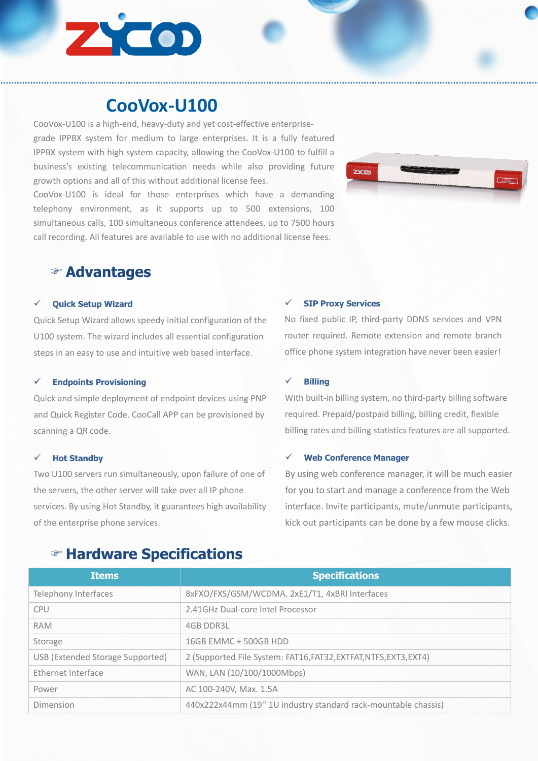# CooVox-U100

CooVox-U100 is a high-end, heavy-duty and yet cost-effective enterprise-grade IPPBX system for medium to large enterprises. It is a fully featured IPPBX system with high system capacity, allowing the CooVox-U100 to fulfill a business's existing telecommunication needs while also providing future growth options and all of this without additional license fees.

CooVox-U100 is ideal for those enterprises which have a demanding telephony environment, as it supports up to 500 extensions, 100 simultaneous calls, 100 simultaneous conference attendees, up to 7500 hours call recording. All features are available to use with no additional license fees.

## ☞ Advantages

### ✓ Quick Setup Wizard

Quick Setup Wizard allows speedy initial configuration of the U100 system. The wizard includes all essential configuration steps in an easy to use and intuitive web based interface.

### ✓ Endpoints Provisioning

Quick and simple deployment of endpoint devices using PNP and Quick Register Code. CooCall APP can be provisioned by scanning a QR code.

### ✓ Hot Standby

Two U100 servers run simultaneously, upon failure of one of the servers, the other server will take over all IP phone services. By using Hot Standby, it guarantees high availability of the enterprise phone services.

### ✓ SIP Proxy Services

No fixed public IP, third-party DDNS services and VPN router required. Remote extension and remote branch office phone system integration have never been easier!

### ✓ Billing

With built-in billing system, no third-party billing software required. Prepaid/postpaid billing, billing credit, flexible billing rates and billing statistics features are all supported.

### ✓ Web Conference Manager

By using web conference manager, it will be much easier for you to start and manage a conference from the Web interface. Invite participants, mute/unmute participants, kick out participants can be done by a few mouse clicks.

## ☞ Hardware Specifications

| Items | Specifications |
| --- | --- |
| Telephony Interfaces | 8xFXO/FXS/GSM/WCDMA, 2xE1/T1, 4xBRI Interfaces |
| CPU | 2.41GHz Dual-core Intel Processor |
| RAM | 4GB DDR3L |
| Storage | 16GB EMMC + 500GB HDD |
| USB (Extended Storage Supported) | 2 (Supported File System: FAT16,FAT32,EXTFAT,NTFS,EXT3,EXT4) |
| Ethernet Interface | WAN, LAN (10/100/1000Mbps) |
| Power | AC 100-240V, Max. 1.5A |
| Dimension | 440x222x44mm (19'' 1U industry standard rack-mountable chassis) |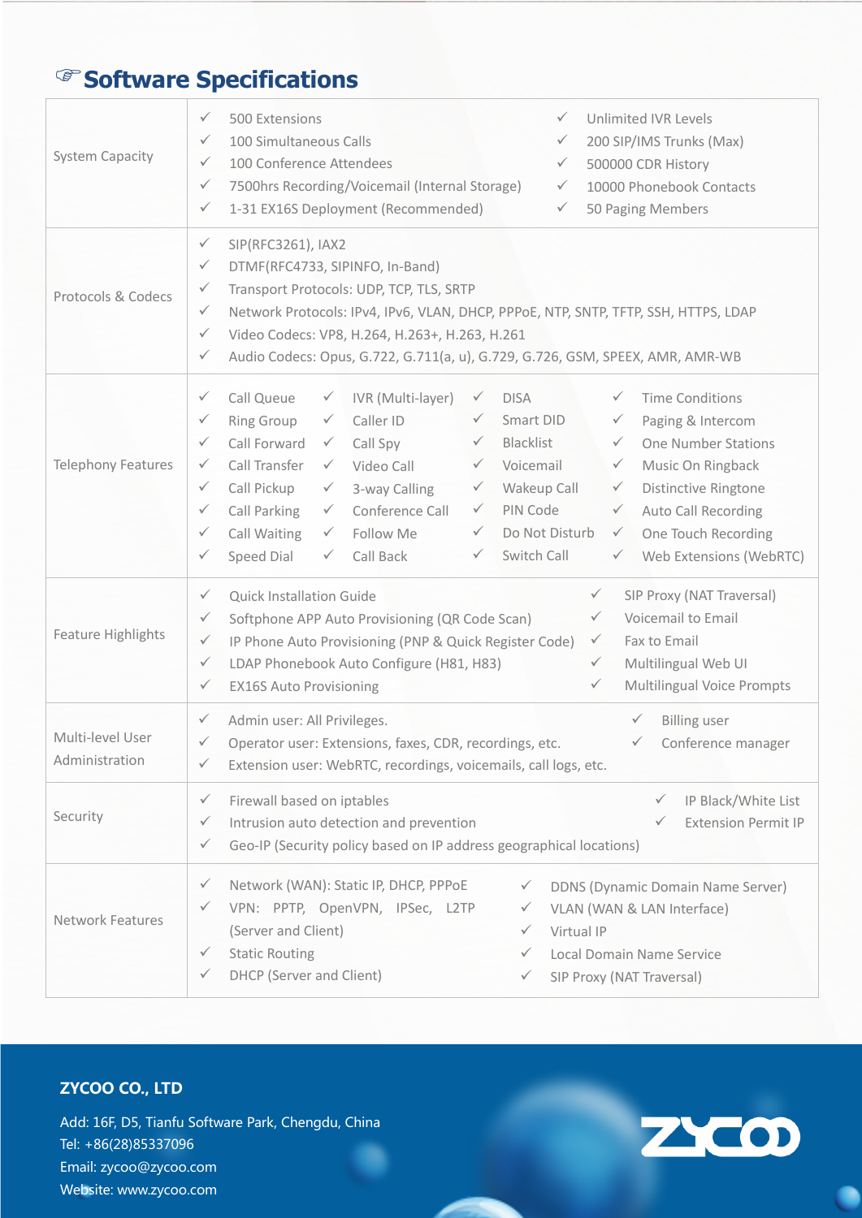## Software Specifications

| | |
|---|---|
| System Capacity | ✓ 500 Extensions<br>✓ 100 Simultaneous Calls<br>✓ 100 Conference Attendees<br>✓ 7500hrs Recording/Voicemail (Internal Storage)<br>✓ 1-31 EX16S Deployment (Recommended)<br>✓ Unlimited IVR Levels<br>✓ 200 SIP/IMS Trunks (Max)<br>✓ 500000 CDR History<br>✓ 10000 Phonebook Contacts<br>✓ 50 Paging Members |
| Protocols & Codecs | ✓ SIP(RFC3261), IAX2<br>✓ DTMF(RFC4733, SIPINFO, In-Band)<br>✓ Transport Protocols: UDP, TCP, TLS, SRTP<br>✓ Network Protocols: IPv4, IPv6, VLAN, DHCP, PPPoE, NTP, SNTP, TFTP, SSH, HTTPS, LDAP<br>✓ Video Codecs: VP8, H.264, H.263+, H.263, H.261<br>✓ Audio Codecs: Opus, G.722, G.711(a, u), G.729, G.726, GSM, SPEEX, AMR, AMR-WB |
| Telephony Features | ✓ Call Queue<br>✓ Ring Group<br>✓ Call Forward<br>✓ Call Transfer<br>✓ Call Pickup<br>✓ Call Parking<br>✓ Call Waiting<br>✓ Speed Dial<br>✓ IVR (Multi-layer)<br>✓ Caller ID<br>✓ Call Spy<br>✓ Video Call<br>✓ 3-way Calling<br>✓ Conference Call<br>✓ Follow Me<br>✓ Call Back<br>✓ DISA<br>✓ Smart DID<br>✓ Blacklist<br>✓ Voicemail<br>✓ Wakeup Call<br>✓ PIN Code<br>✓ Do Not Disturb<br>✓ Switch Call<br>✓ Time Conditions<br>✓ Paging & Intercom<br>✓ One Number Stations<br>✓ Music On Ringback<br>✓ Distinctive Ringtone<br>✓ Auto Call Recording<br>✓ One Touch Recording<br>✓ Web Extensions (WebRTC) |
| Feature Highlights | ✓ Quick Installation Guide<br>✓ Softphone APP Auto Provisioning (QR Code Scan)<br>✓ IP Phone Auto Provisioning (PNP & Quick Register Code)<br>✓ LDAP Phonebook Auto Configure (H81, H83)<br>✓ EX16S Auto Provisioning<br>✓ SIP Proxy (NAT Traversal)<br>✓ Voicemail to Email<br>✓ Fax to Email<br>✓ Multilingual Web UI<br>✓ Multilingual Voice Prompts |
| Multi-level User Administration | ✓ Admin user: All Privileges.<br>✓ Operator user: Extensions, faxes, CDR, recordings, etc.<br>✓ Extension user: WebRTC, recordings, voicemails, call logs, etc.<br>✓ Billing user<br>✓ Conference manager |
| Security | ✓ Firewall based on iptables<br>✓ Intrusion auto detection and prevention<br>✓ Geo-IP (Security policy based on IP address geographical locations)<br>✓ IP Black/White List<br>✓ Extension Permit IP |
| Network Features | ✓ Network (WAN): Static IP, DHCP, PPPoE<br>✓ VPN: PPTP, OpenVPN, IPSec, L2TP (Server and Client)<br>✓ Static Routing<br>✓ DHCP (Server and Client)<br>✓ DDNS (Dynamic Domain Name Server)<br>✓ VLAN (WAN & LAN Interface)<br>✓ Virtual IP<br>✓ Local Domain Name Service<br>✓ SIP Proxy (NAT Traversal) |

**ZYCOO CO., LTD**

Add: 16F, D5, Tianfu Software Park, Chengdu, China
Tel: +86(28)85337096
Email: zycoo@zycoo.com
Website: www.zycoo.com

ZYCOO